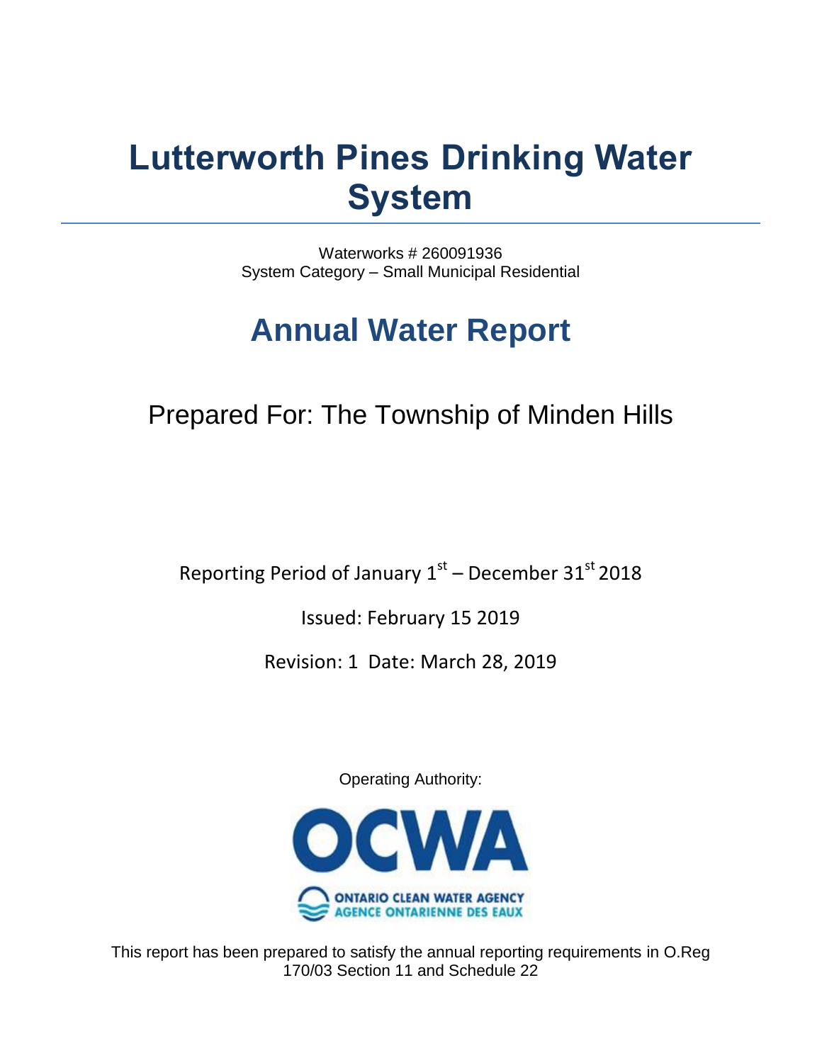# Lutterworth Pines Drinking Water System

Waterworks # 260091936
System Category – Small Municipal Residential

## Annual Water Report

Prepared For: The Township of Minden Hills

Reporting Period of January 1st – December 31st 2018

Issued: February 15 2019

Revision: 1 Date: March 28, 2019

Operating Authority:

OCWA
ONTARIO CLEAN WATER AGENCY
AGENCE ONTARIENNE DES EAUX

This report has been prepared to satisfy the annual reporting requirements in O.Reg 170/03 Section 11 and Schedule 22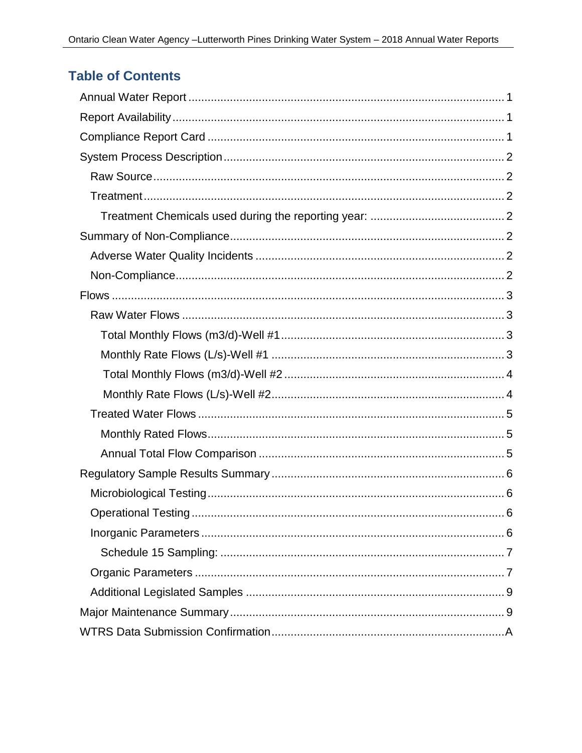## Table of Contents

Annual Water Report ........................................................................................ 1
Report Availability ........................................................................................ 1
Compliance Report Card ................................................................................ 1
System Process Description ........................................................................... 2
  Raw Source ................................................................................................ 2
  Treatment .................................................................................................. 2
    Treatment Chemicals used during the reporting year: ................................. 2
Summary of Non-Compliance ......................................................................... 2
  Adverse Water Quality Incidents .................................................................. 2
  Non-Compliance ......................................................................................... 2
Flows ............................................................................................................ 3
  Raw Water Flows ........................................................................................ 3
    Total Monthly Flows (m3/d)-Well #1 ......................................................... 3
    Monthly Rate Flows (L/s)-Well #1 ............................................................ 3
    Total Monthly Flows (m3/d)-Well #2 ......................................................... 4
    Monthly Rate Flows (L/s)-Well #2 ............................................................ 4
  Treated Water Flows ................................................................................... 5
    Monthly Rated Flows ................................................................................ 5
    Annual Total Flow Comparison ................................................................. 5
Regulatory Sample Results Summary .............................................................. 6
  Microbiological Testing ............................................................................... 6
  Operational Testing ..................................................................................... 6
  Inorganic Parameters .................................................................................. 6
    Schedule 15 Sampling: ............................................................................. 7
  Organic Parameters .................................................................................... 7
  Additional Legislated Samples .................................................................... 9
Major Maintenance Summary .......................................................................... 9
WTRS Data Submission Confirmation ............................................................. A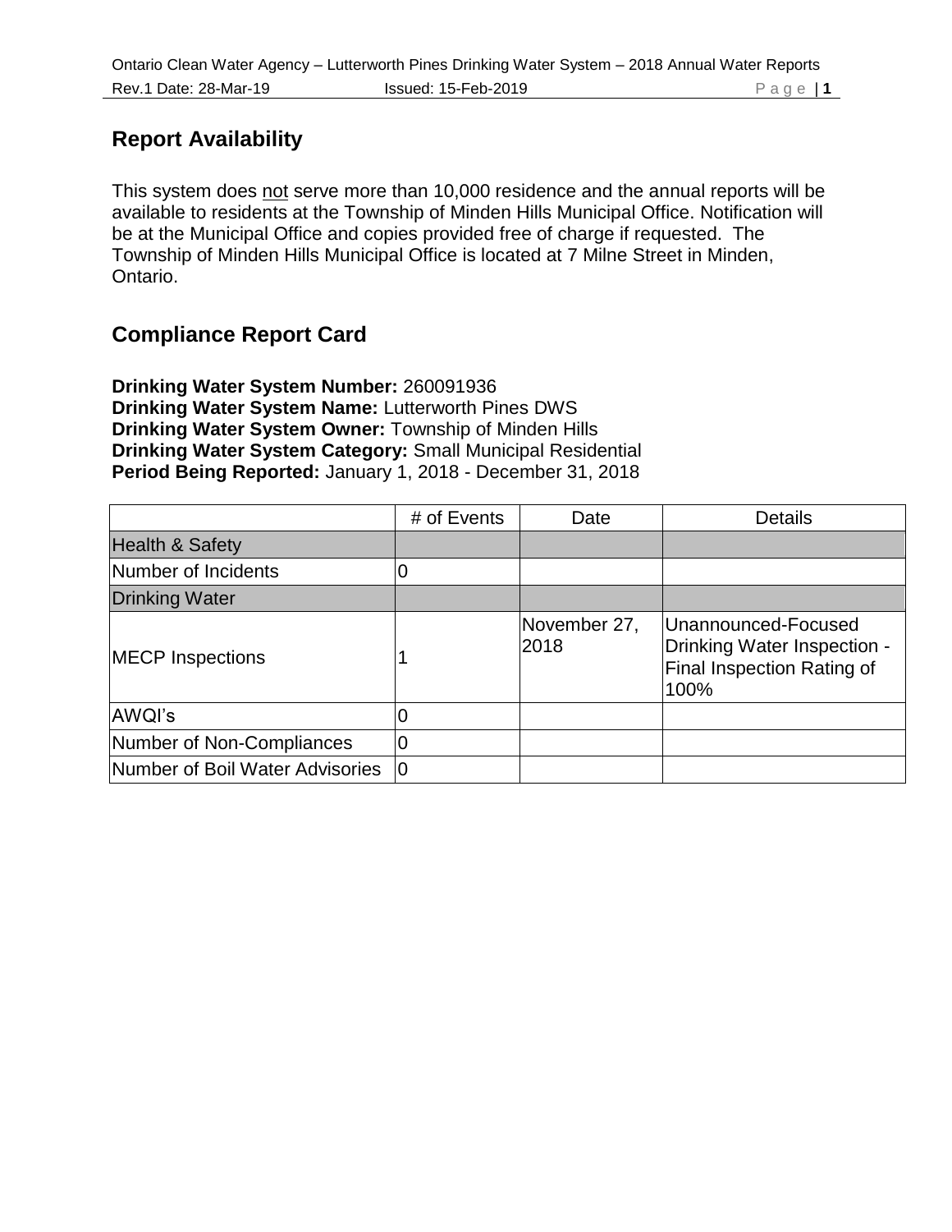## Report Availability

This system does not serve more than 10,000 residence and the annual reports will be available to residents at the Township of Minden Hills Municipal Office. Notification will be at the Municipal Office and copies provided free of charge if requested. The Township of Minden Hills Municipal Office is located at 7 Milne Street in Minden, Ontario.

## Compliance Report Card

**Drinking Water System Number:** 260091936
**Drinking Water System Name:** Lutterworth Pines DWS
**Drinking Water System Owner:** Township of Minden Hills
**Drinking Water System Category:** Small Municipal Residential
**Period Being Reported:** January 1, 2018 - December 31, 2018

| | # of Events | Date | Details |
|---|---|---|---|
| Health & Safety | | | |
| Number of Incidents | 0 | | |
| Drinking Water | | | |
| MECP Inspections | 1 | November 27, 2018 | Unannounced-Focused Drinking Water Inspection - Final Inspection Rating of 100% |
| AWQI's | 0 | | |
| Number of Non-Compliances | 0 | | |
| Number of Boil Water Advisories | 0 | | |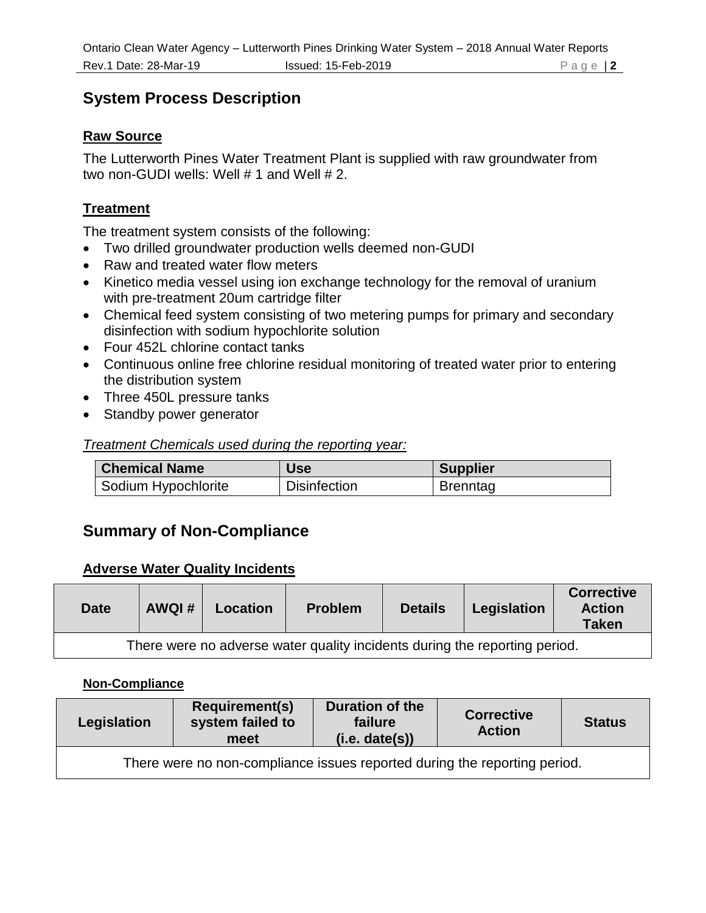## System Process Description

### Raw Source

The Lutterworth Pines Water Treatment Plant is supplied with raw groundwater from two non-GUDI wells: Well # 1 and Well # 2.

### Treatment

The treatment system consists of the following:

- Two drilled groundwater production wells deemed non-GUDI
- Raw and treated water flow meters
- Kinetico media vessel using ion exchange technology for the removal of uranium with pre-treatment 20um cartridge filter
- Chemical feed system consisting of two metering pumps for primary and secondary disinfection with sodium hypochlorite solution
- Four 452L chlorine contact tanks
- Continuous online free chlorine residual monitoring of treated water prior to entering the distribution system
- Three 450L pressure tanks
- Standby power generator

*Treatment Chemicals used during the reporting year:*

| Chemical Name | Use | Supplier |
|---|---|---|
| Sodium Hypochlorite | Disinfection | Brenntag |

## Summary of Non-Compliance

### Adverse Water Quality Incidents

| Date | AWQI # | Location | Problem | Details | Legislation | Corrective Action Taken |
|---|---|---|---|---|---|---|
| There were no adverse water quality incidents during the reporting period. | | | | | | |

#### Non-Compliance

| Legislation | Requirement(s) system failed to meet | Duration of the failure (i.e. date(s)) | Corrective Action | Status |
|---|---|---|---|---|
| There were no non-compliance issues reported during the reporting period. | | | | |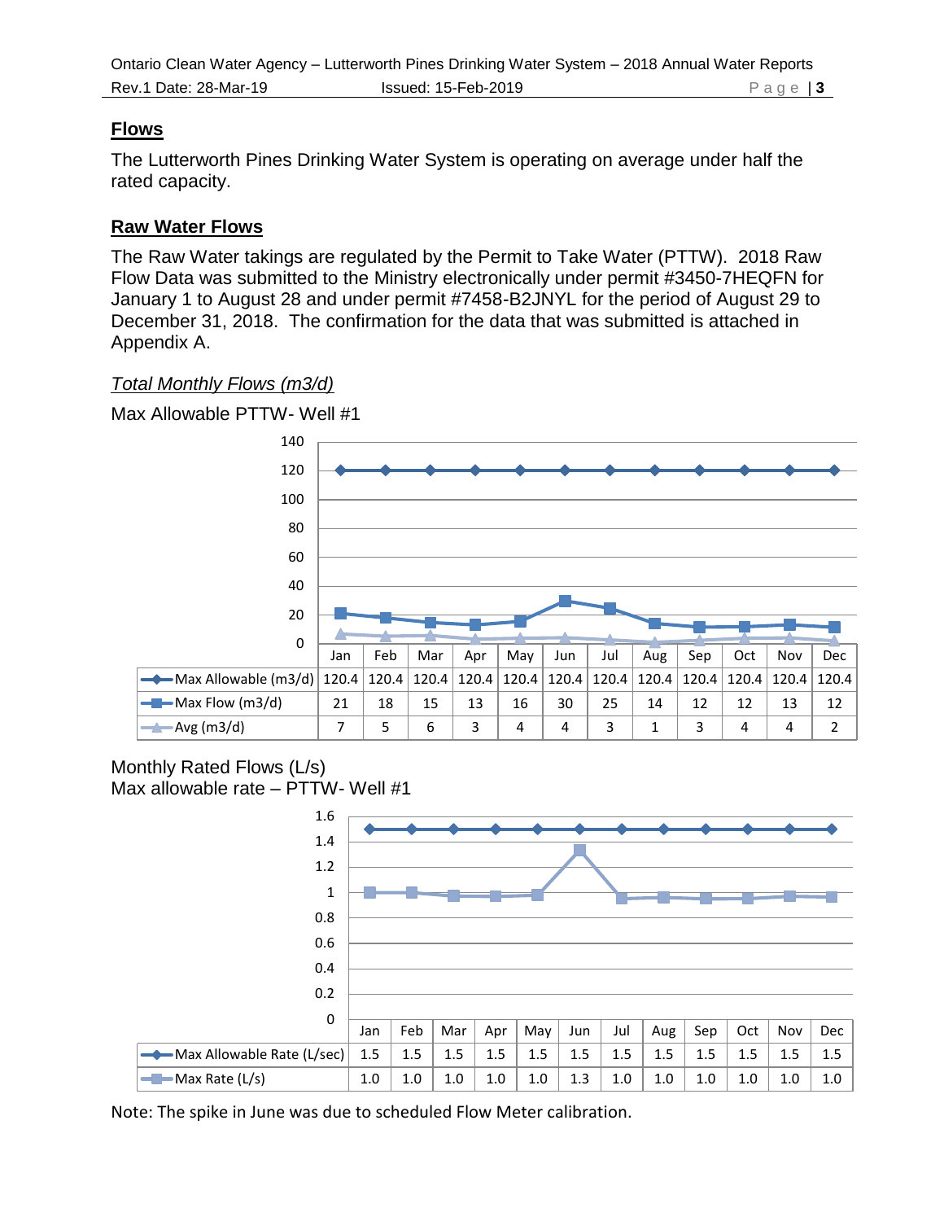## Flows

The Lutterworth Pines Drinking Water System is operating on average under half the rated capacity.

## Raw Water Flows

The Raw Water takings are regulated by the Permit to Take Water (PTTW). 2018 Raw Flow Data was submitted to the Ministry electronically under permit #3450-7HEQFN for January 1 to August 28 and under permit #7458-B2JNYL for the period of August 29 to December 31, 2018. The confirmation for the data that was submitted is attached in Appendix A.

*Total Monthly Flows (m3/d)*

Max Allowable PTTW- Well #1

| | Jan | Feb | Mar | Apr | May | Jun | Jul | Aug | Sep | Oct | Nov | Dec |
|---|---|---|---|---|---|---|---|---|---|---|---|---|
| Max Allowable (m3/d) | 120.4 | 120.4 | 120.4 | 120.4 | 120.4 | 120.4 | 120.4 | 120.4 | 120.4 | 120.4 | 120.4 | 120.4 |
| Max Flow (m3/d) | 21 | 18 | 15 | 13 | 16 | 30 | 25 | 14 | 12 | 12 | 13 | 12 |
| Avg (m3/d) | 7 | 5 | 6 | 3 | 4 | 4 | 3 | 1 | 3 | 4 | 4 | 2 |

Monthly Rated Flows (L/s)
Max allowable rate – PTTW- Well #1

| | Jan | Feb | Mar | Apr | May | Jun | Jul | Aug | Sep | Oct | Nov | Dec |
|---|---|---|---|---|---|---|---|---|---|---|---|---|
| Max Allowable Rate (L/sec) | 1.5 | 1.5 | 1.5 | 1.5 | 1.5 | 1.5 | 1.5 | 1.5 | 1.5 | 1.5 | 1.5 | 1.5 |
| Max Rate (L/s) | 1.0 | 1.0 | 1.0 | 1.0 | 1.0 | 1.3 | 1.0 | 1.0 | 1.0 | 1.0 | 1.0 | 1.0 |

Note: The spike in June was due to scheduled Flow Meter calibration.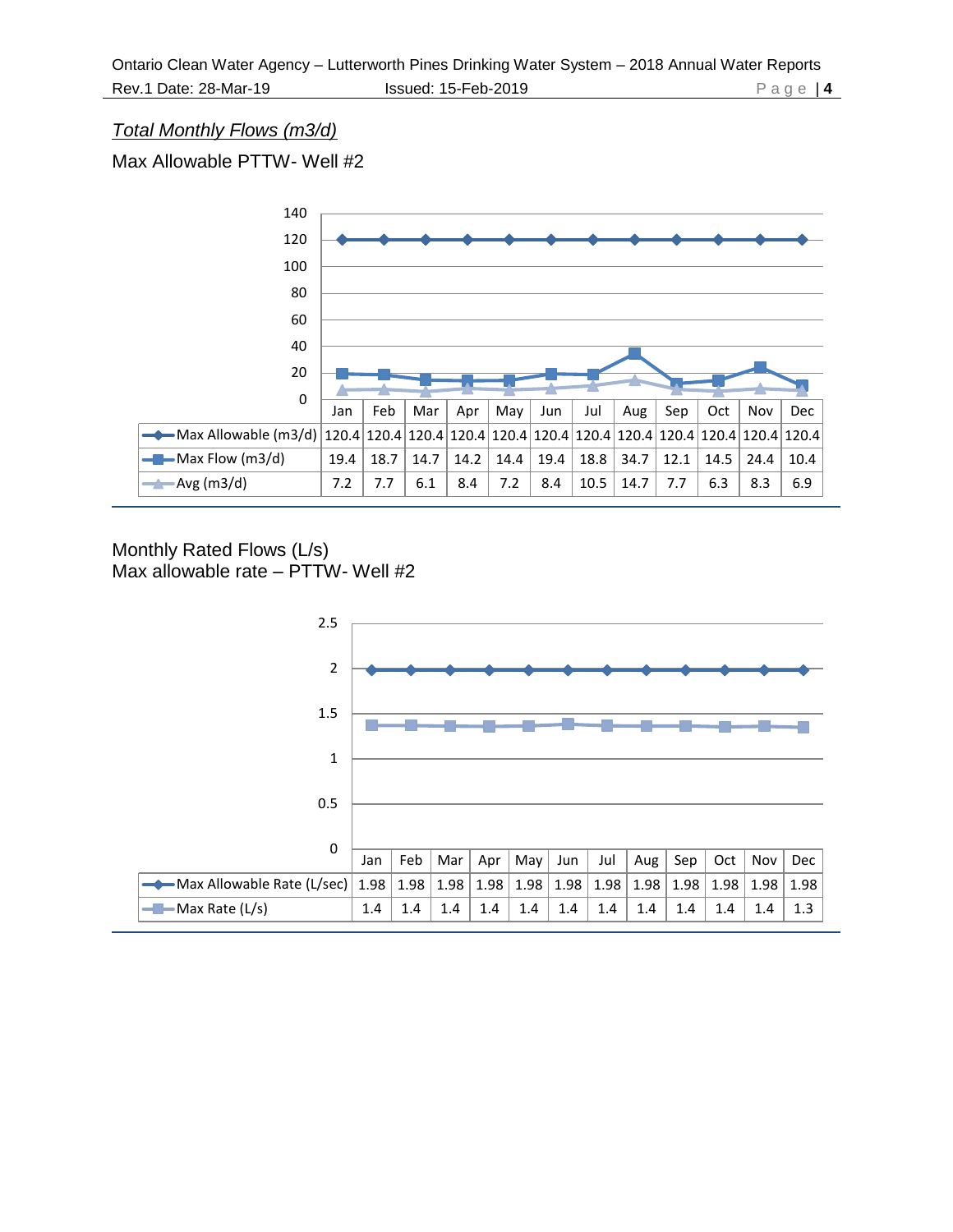*Total Monthly Flows (m3/d)*

Max Allowable PTTW- Well #2

| | Jan | Feb | Mar | Apr | May | Jun | Jul | Aug | Sep | Oct | Nov | Dec |
|---|---|---|---|---|---|---|---|---|---|---|---|---|
| Max Allowable (m3/d) | 120.4 | 120.4 | 120.4 | 120.4 | 120.4 | 120.4 | 120.4 | 120.4 | 120.4 | 120.4 | 120.4 | 120.4 |
| Max Flow (m3/d) | 19.4 | 18.7 | 14.7 | 14.2 | 14.4 | 19.4 | 18.8 | 34.7 | 12.1 | 14.5 | 24.4 | 10.4 |
| Avg (m3/d) | 7.2 | 7.7 | 6.1 | 8.4 | 7.2 | 8.4 | 10.5 | 14.7 | 7.7 | 6.3 | 8.3 | 6.9 |

Monthly Rated Flows (L/s)
Max allowable rate – PTTW- Well #2

| | Jan | Feb | Mar | Apr | May | Jun | Jul | Aug | Sep | Oct | Nov | Dec |
|---|---|---|---|---|---|---|---|---|---|---|---|---|
| Max Allowable Rate (L/sec) | 1.98 | 1.98 | 1.98 | 1.98 | 1.98 | 1.98 | 1.98 | 1.98 | 1.98 | 1.98 | 1.98 | 1.98 |
| Max Rate (L/s) | 1.4 | 1.4 | 1.4 | 1.4 | 1.4 | 1.4 | 1.4 | 1.4 | 1.4 | 1.4 | 1.4 | 1.3 |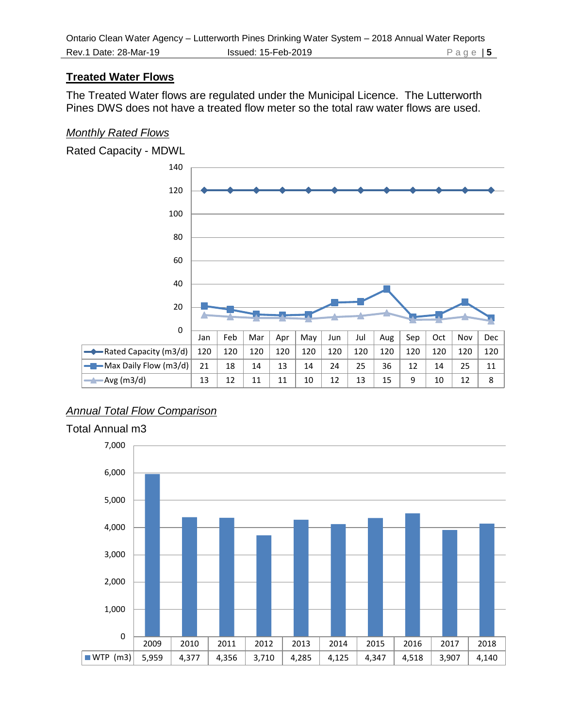## Treated Water Flows

The Treated Water flows are regulated under the Municipal Licence. The Lutterworth Pines DWS does not have a treated flow meter so the total raw water flows are used.

### *Monthly Rated Flows*

Rated Capacity - MDWL

| | Jan | Feb | Mar | Apr | May | Jun | Jul | Aug | Sep | Oct | Nov | Dec |
|---|---|---|---|---|---|---|---|---|---|---|---|---|
| Rated Capacity (m3/d) | 120 | 120 | 120 | 120 | 120 | 120 | 120 | 120 | 120 | 120 | 120 | 120 |
| Max Daily Flow (m3/d) | 21 | 18 | 14 | 13 | 14 | 24 | 25 | 36 | 12 | 14 | 25 | 11 |
| Avg (m3/d) | 13 | 12 | 11 | 11 | 10 | 12 | 13 | 15 | 9 | 10 | 12 | 8 |

### *Annual Total Flow Comparison*

Total Annual m3

| | 2009 | 2010 | 2011 | 2012 | 2013 | 2014 | 2015 | 2016 | 2017 | 2018 |
|---|---|---|---|---|---|---|---|---|---|---|
| WTP (m3) | 5,959 | 4,377 | 4,356 | 3,710 | 4,285 | 4,125 | 4,347 | 4,518 | 3,907 | 4,140 |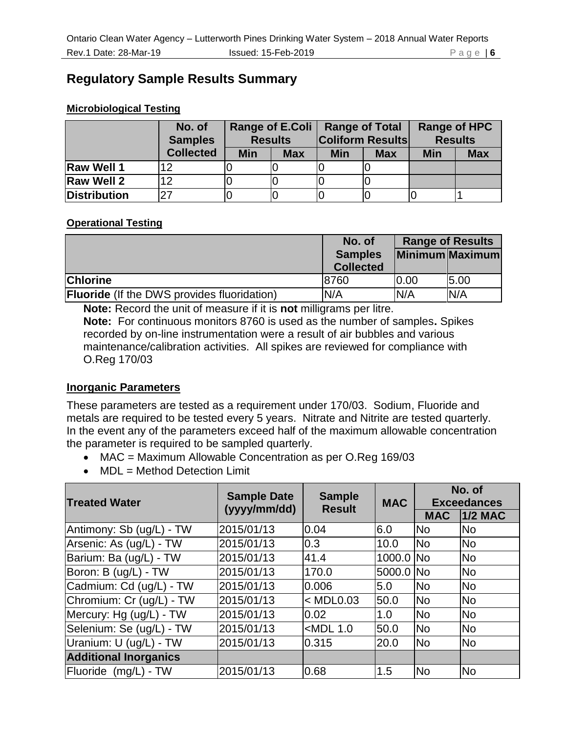## Regulatory Sample Results Summary

### Microbiological Testing

| | No. of Samples Collected | Range of E.Coli Results | | Range of Total Coliform Results | | Range of HPC Results | |
|---|---|---|---|---|---|---|---|
| | | Min | Max | Min | Max | Min | Max |
| **Raw Well 1** | 12 | 0 | 0 | 0 | 0 | | |
| **Raw Well 2** | 12 | 0 | 0 | 0 | 0 | | |
| **Distribution** | 27 | 0 | 0 | 0 | 0 | 0 | 1 |

### Operational Testing

| | No. of Samples Collected | Range of Results | |
|---|---|---|---|
| | | Minimum | Maximum |
| **Chlorine** | 8760 | 0.00 | 5.00 |
| **Fluoride** (If the DWS provides fluoridation) | N/A | N/A | N/A |

**Note:** Record the unit of measure if it is **not** milligrams per litre.

**Note:** For continuous monitors 8760 is used as the number of samples**.** Spikes recorded by on-line instrumentation were a result of air bubbles and various maintenance/calibration activities. All spikes are reviewed for compliance with O.Reg 170/03

### Inorganic Parameters

These parameters are tested as a requirement under 170/03. Sodium, Fluoride and metals are required to be tested every 5 years. Nitrate and Nitrite are tested quarterly. In the event any of the parameters exceed half of the maximum allowable concentration the parameter is required to be sampled quarterly.

- MAC = Maximum Allowable Concentration as per O.Reg 169/03
- MDL = Method Detection Limit

| Treated Water | Sample Date (yyyy/mm/dd) | Sample Result | MAC | No. of Exceedances | |
|---|---|---|---|---|---|
| | | | | MAC | 1/2 MAC |
| Antimony: Sb (ug/L) - TW | 2015/01/13 | 0.04 | 6.0 | No | No |
| Arsenic: As (ug/L) - TW | 2015/01/13 | 0.3 | 10.0 | No | No |
| Barium: Ba (ug/L) - TW | 2015/01/13 | 41.4 | 1000.0 | No | No |
| Boron: B (ug/L) - TW | 2015/01/13 | 170.0 | 5000.0 | No | No |
| Cadmium: Cd (ug/L) - TW | 2015/01/13 | 0.006 | 5.0 | No | No |
| Chromium: Cr (ug/L) - TW | 2015/01/13 | < MDL0.03 | 50.0 | No | No |
| Mercury: Hg (ug/L) - TW | 2015/01/13 | 0.02 | 1.0 | No | No |
| Selenium: Se (ug/L) - TW | 2015/01/13 | <MDL 1.0 | 50.0 | No | No |
| Uranium: U (ug/L) - TW | 2015/01/13 | 0.315 | 20.0 | No | No |
| **Additional Inorganics** | | | | | |
| Fluoride (mg/L) - TW | 2015/01/13 | 0.68 | 1.5 | No | No |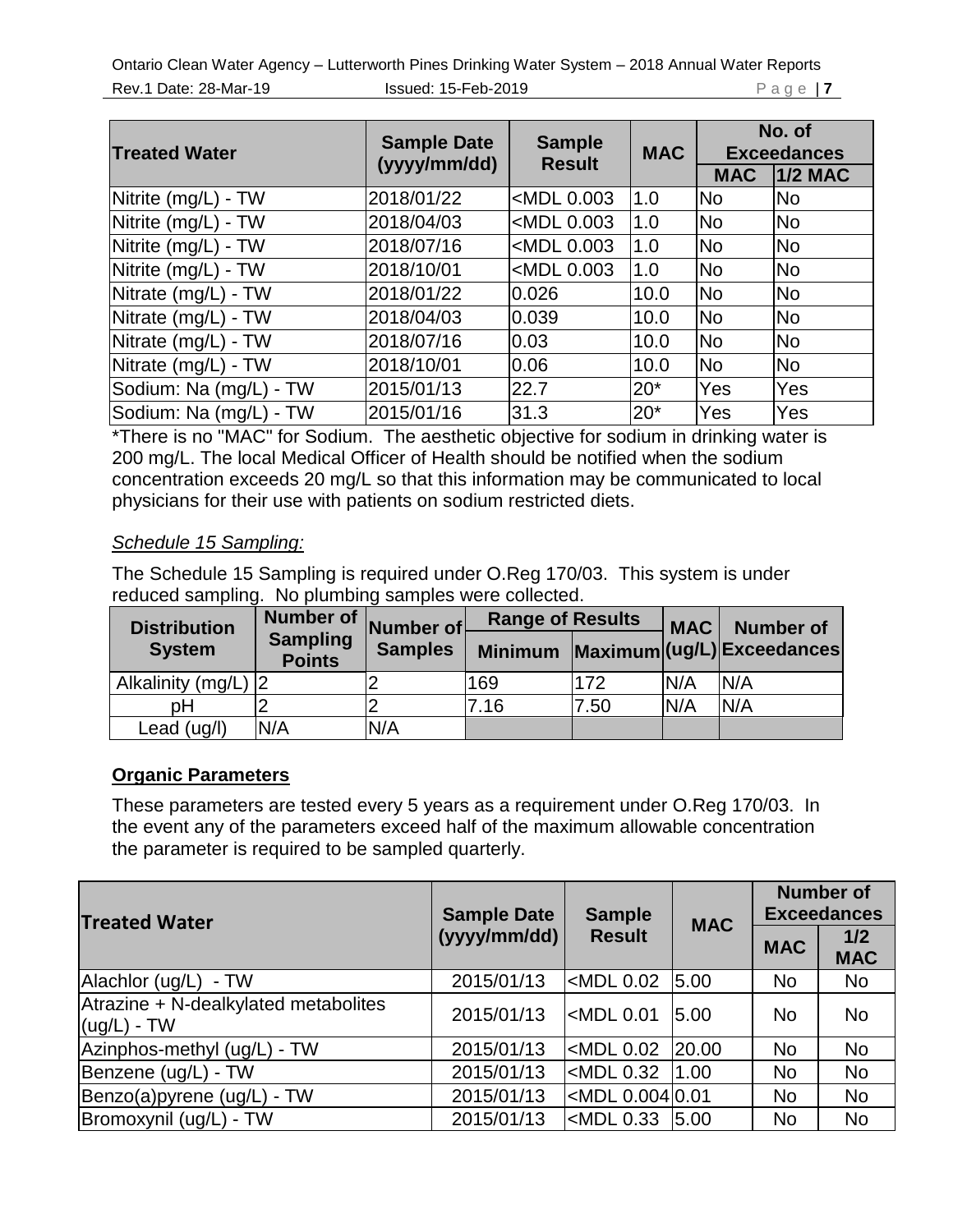| Treated Water | Sample Date (yyyy/mm/dd) | Sample Result | MAC | No. of Exceedances | |
|---|---|---|---|---|---|
| | | | | MAC | 1/2 MAC |
| Nitrite (mg/L) - TW | 2018/01/22 | <MDL 0.003 | 1.0 | No | No |
| Nitrite (mg/L) - TW | 2018/04/03 | <MDL 0.003 | 1.0 | No | No |
| Nitrite (mg/L) - TW | 2018/07/16 | <MDL 0.003 | 1.0 | No | No |
| Nitrite (mg/L) - TW | 2018/10/01 | <MDL 0.003 | 1.0 | No | No |
| Nitrate (mg/L) - TW | 2018/01/22 | 0.026 | 10.0 | No | No |
| Nitrate (mg/L) - TW | 2018/04/03 | 0.039 | 10.0 | No | No |
| Nitrate (mg/L) - TW | 2018/07/16 | 0.03 | 10.0 | No | No |
| Nitrate (mg/L) - TW | 2018/10/01 | 0.06 | 10.0 | No | No |
| Sodium: Na (mg/L) - TW | 2015/01/13 | 22.7 | 20* | Yes | Yes |
| Sodium: Na (mg/L) - TW | 2015/01/16 | 31.3 | 20* | Yes | Yes |

*There is no "MAC" for Sodium. The aesthetic objective for sodium in drinking water is 200 mg/L. The local Medical Officer of Health should be notified when the sodium concentration exceeds 20 mg/L so that this information may be communicated to local physicians for their use with patients on sodium restricted diets.

*Schedule 15 Sampling:*

The Schedule 15 Sampling is required under O.Reg 170/03. This system is under reduced sampling. No plumbing samples were collected.

| Distribution System | Number of Sampling Points | Number of Samples | Range of Results | | MAC (ug/L) | Number of Exceedances |
|---|---|---|---|---|---|---|
| | | | Minimum | Maximum | | |
| Alkalinity (mg/L) | 2 | 2 | 169 | 172 | N/A | N/A |
| pH | 2 | 2 | 7.16 | 7.50 | N/A | N/A |
| Lead (ug/l) | N/A | N/A | | | | |

**Organic Parameters**

These parameters are tested every 5 years as a requirement under O.Reg 170/03. In the event any of the parameters exceed half of the maximum allowable concentration the parameter is required to be sampled quarterly.

| Treated Water | Sample Date (yyyy/mm/dd) | Sample Result | MAC | Number of Exceedances | |
|---|---|---|---|---|---|
| | | | | MAC | 1/2 MAC |
| Alachlor (ug/L) - TW | 2015/01/13 | <MDL 0.02 | 5.00 | No | No |
| Atrazine + N-dealkylated metabolites (ug/L) - TW | 2015/01/13 | <MDL 0.01 | 5.00 | No | No |
| Azinphos-methyl (ug/L) - TW | 2015/01/13 | <MDL 0.02 | 20.00 | No | No |
| Benzene (ug/L) - TW | 2015/01/13 | <MDL 0.32 | 1.00 | No | No |
| Benzo(a)pyrene (ug/L) - TW | 2015/01/13 | <MDL 0.004 | 0.01 | No | No |
| Bromoxynil (ug/L) - TW | 2015/01/13 | <MDL 0.33 | 5.00 | No | No |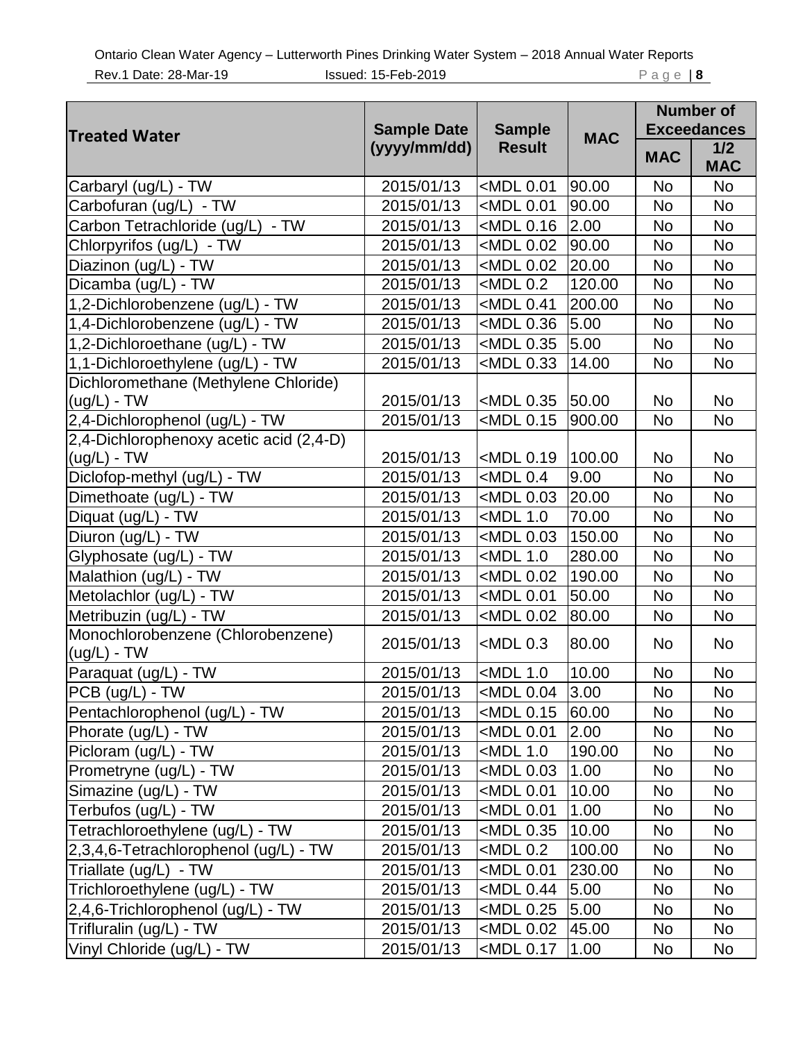| Treated Water | Sample Date (yyyy/mm/dd) | Sample Result | MAC | Number of Exceedances | |
|---|---|---|---|---|---|
| | | | | MAC | 1/2 MAC |
| Carbaryl (ug/L) - TW | 2015/01/13 | <MDL 0.01 | 90.00 | No | No |
| Carbofuran (ug/L) - TW | 2015/01/13 | <MDL 0.01 | 90.00 | No | No |
| Carbon Tetrachloride (ug/L) - TW | 2015/01/13 | <MDL 0.16 | 2.00 | No | No |
| Chlorpyrifos (ug/L) - TW | 2015/01/13 | <MDL 0.02 | 90.00 | No | No |
| Diazinon (ug/L) - TW | 2015/01/13 | <MDL 0.02 | 20.00 | No | No |
| Dicamba (ug/L) - TW | 2015/01/13 | <MDL 0.2 | 120.00 | No | No |
| 1,2-Dichlorobenzene (ug/L) - TW | 2015/01/13 | <MDL 0.41 | 200.00 | No | No |
| 1,4-Dichlorobenzene (ug/L) - TW | 2015/01/13 | <MDL 0.36 | 5.00 | No | No |
| 1,2-Dichloroethane (ug/L) - TW | 2015/01/13 | <MDL 0.35 | 5.00 | No | No |
| 1,1-Dichloroethylene (ug/L) - TW | 2015/01/13 | <MDL 0.33 | 14.00 | No | No |
| Dichloromethane (Methylene Chloride) (ug/L) - TW | 2015/01/13 | <MDL 0.35 | 50.00 | No | No |
| 2,4-Dichlorophenol (ug/L) - TW | 2015/01/13 | <MDL 0.15 | 900.00 | No | No |
| 2,4-Dichlorophenoxy acetic acid (2,4-D) (ug/L) - TW | 2015/01/13 | <MDL 0.19 | 100.00 | No | No |
| Diclofop-methyl (ug/L) - TW | 2015/01/13 | <MDL 0.4 | 9.00 | No | No |
| Dimethoate (ug/L) - TW | 2015/01/13 | <MDL 0.03 | 20.00 | No | No |
| Diquat (ug/L) - TW | 2015/01/13 | <MDL 1.0 | 70.00 | No | No |
| Diuron (ug/L) - TW | 2015/01/13 | <MDL 0.03 | 150.00 | No | No |
| Glyphosate (ug/L) - TW | 2015/01/13 | <MDL 1.0 | 280.00 | No | No |
| Malathion (ug/L) - TW | 2015/01/13 | <MDL 0.02 | 190.00 | No | No |
| Metolachlor (ug/L) - TW | 2015/01/13 | <MDL 0.01 | 50.00 | No | No |
| Metribuzin (ug/L) - TW | 2015/01/13 | <MDL 0.02 | 80.00 | No | No |
| Monochlorobenzene (Chlorobenzene) (ug/L) - TW | 2015/01/13 | <MDL 0.3 | 80.00 | No | No |
| Paraquat (ug/L) - TW | 2015/01/13 | <MDL 1.0 | 10.00 | No | No |
| PCB (ug/L) - TW | 2015/01/13 | <MDL 0.04 | 3.00 | No | No |
| Pentachlorophenol (ug/L) - TW | 2015/01/13 | <MDL 0.15 | 60.00 | No | No |
| Phorate (ug/L) - TW | 2015/01/13 | <MDL 0.01 | 2.00 | No | No |
| Picloram (ug/L) - TW | 2015/01/13 | <MDL 1.0 | 190.00 | No | No |
| Prometryne (ug/L) - TW | 2015/01/13 | <MDL 0.03 | 1.00 | No | No |
| Simazine (ug/L) - TW | 2015/01/13 | <MDL 0.01 | 10.00 | No | No |
| Terbufos (ug/L) - TW | 2015/01/13 | <MDL 0.01 | 1.00 | No | No |
| Tetrachloroethylene (ug/L) - TW | 2015/01/13 | <MDL 0.35 | 10.00 | No | No |
| 2,3,4,6-Tetrachlorophenol (ug/L) - TW | 2015/01/13 | <MDL 0.2 | 100.00 | No | No |
| Triallate (ug/L) - TW | 2015/01/13 | <MDL 0.01 | 230.00 | No | No |
| Trichloroethylene (ug/L) - TW | 2015/01/13 | <MDL 0.44 | 5.00 | No | No |
| 2,4,6-Trichlorophenol (ug/L) - TW | 2015/01/13 | <MDL 0.25 | 5.00 | No | No |
| Trifluralin (ug/L) - TW | 2015/01/13 | <MDL 0.02 | 45.00 | No | No |
| Vinyl Chloride (ug/L) - TW | 2015/01/13 | <MDL 0.17 | 1.00 | No | No |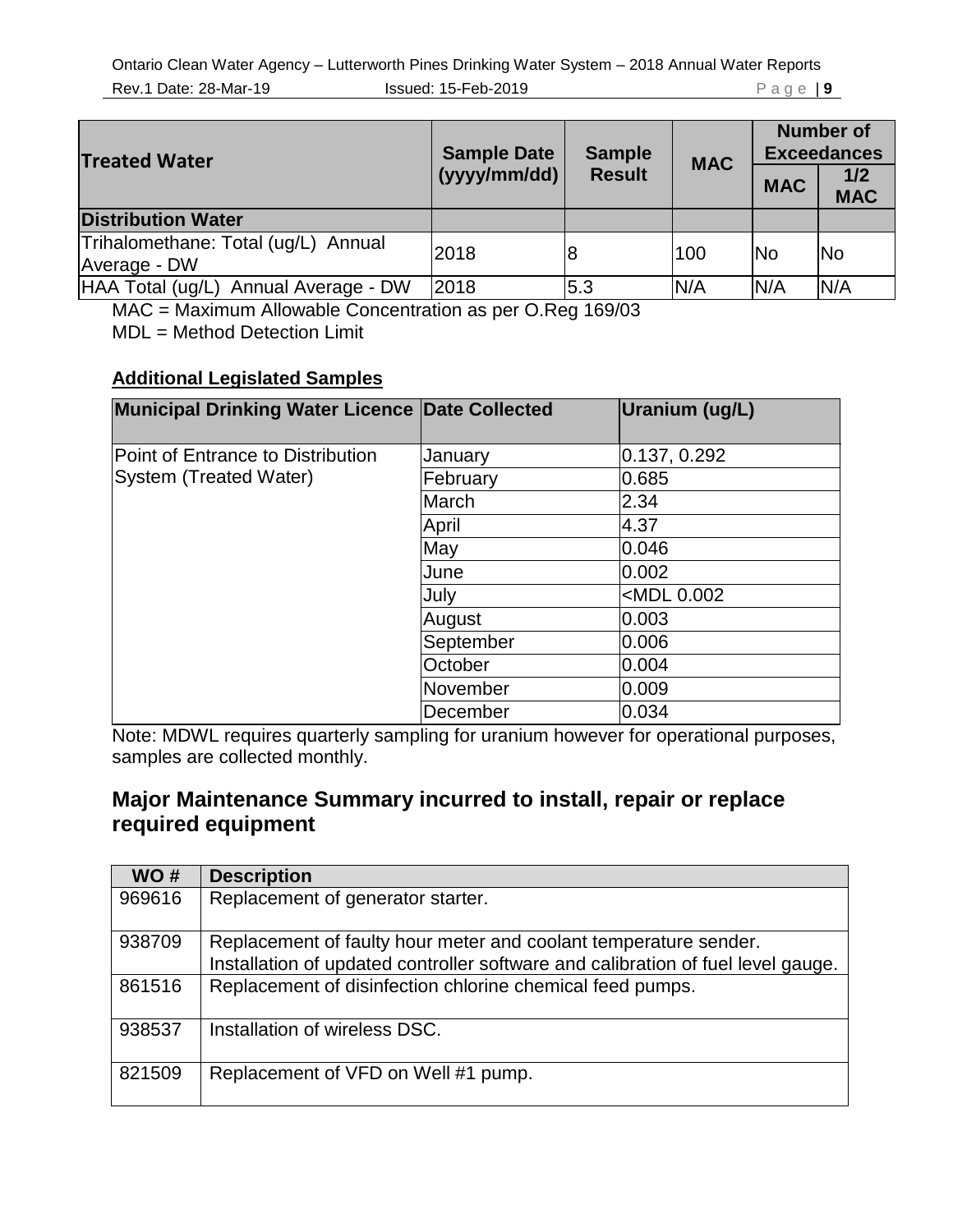| Treated Water | Sample Date (yyyy/mm/dd) | Sample Result | MAC | Number of Exceedances | |
|---|---|---|---|---|---|
| | | | | MAC | 1/2 MAC |
| **Distribution Water** | | | | | |
| Trihalomethane: Total (ug/L) Annual Average - DW | 2018 | 8 | 100 | No | No |
| HAA Total (ug/L) Annual Average - DW | 2018 | 5.3 | N/A | N/A | N/A |

MAC = Maximum Allowable Concentration as per O.Reg 169/03

MDL = Method Detection Limit

**Additional Legislated Samples**

| Municipal Drinking Water Licence | Date Collected | Uranium (ug/L) |
|---|---|---|
| Point of Entrance to Distribution System (Treated Water) | January | 0.137, 0.292 |
| | February | 0.685 |
| | March | 2.34 |
| | April | 4.37 |
| | May | 0.046 |
| | June | 0.002 |
| | July | <MDL 0.002 |
| | August | 0.003 |
| | September | 0.006 |
| | October | 0.004 |
| | November | 0.009 |
| | December | 0.034 |

Note: MDWL requires quarterly sampling for uranium however for operational purposes, samples are collected monthly.

## Major Maintenance Summary incurred to install, repair or replace required equipment

| WO # | Description |
|---|---|
| 969616 | Replacement of generator starter. |
| 938709 | Replacement of faulty hour meter and coolant temperature sender. Installation of updated controller software and calibration of fuel level gauge. |
| 861516 | Replacement of disinfection chlorine chemical feed pumps. |
| 938537 | Installation of wireless DSC. |
| 821509 | Replacement of VFD on Well #1 pump. |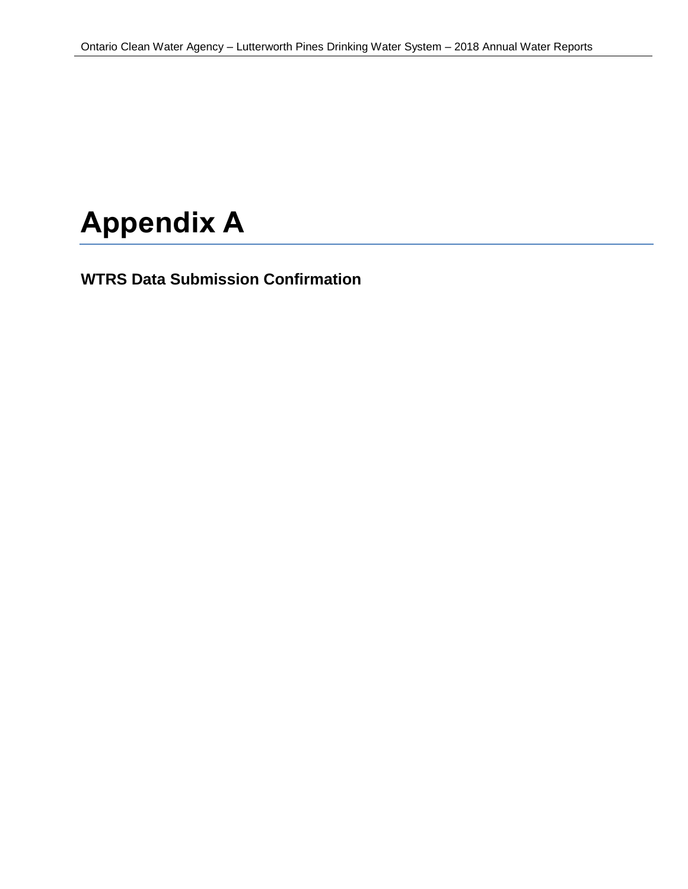# Appendix A

### WTRS Data Submission Confirmation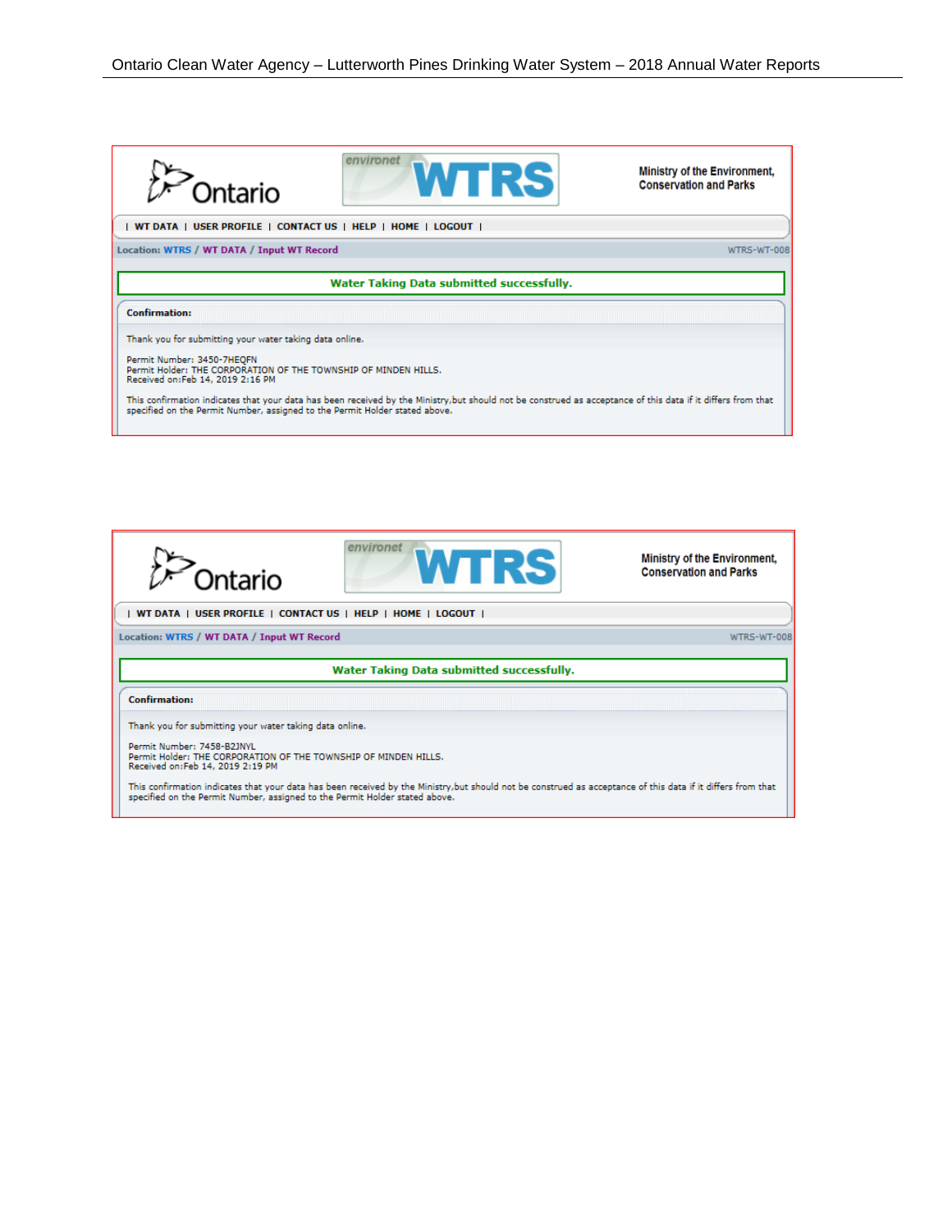Ontario

environet WTRS

Ministry of the Environment, Conservation and Parks

| WT DATA | USER PROFILE | CONTACT US | HELP | HOME | LOGOUT |

Location: WTRS / WT DATA / Input WT Record

WTRS-WT-008

**Water Taking Data submitted successfully.**

**Confirmation:**

Thank you for submitting your water taking data online.

Permit Number: 3450-7HEQFN
Permit Holder: THE CORPORATION OF THE TOWNSHIP OF MINDEN HILLS.
Received on:Feb 14, 2019 2:16 PM

This confirmation indicates that your data has been received by the Ministry,but should not be construed as acceptance of this data if it differs from that specified on the Permit Number, assigned to the Permit Holder stated above.

Ontario

environet WTRS

Ministry of the Environment, Conservation and Parks

| WT DATA | USER PROFILE | CONTACT US | HELP | HOME | LOGOUT |

Location: WTRS / WT DATA / Input WT Record

WTRS-WT-008

**Water Taking Data submitted successfully.**

**Confirmation:**

Thank you for submitting your water taking data online.

Permit Number: 7458-B2JNYL
Permit Holder: THE CORPORATION OF THE TOWNSHIP OF MINDEN HILLS.
Received on:Feb 14, 2019 2:19 PM

This confirmation indicates that your data has been received by the Ministry,but should not be construed as acceptance of this data if it differs from that specified on the Permit Number, assigned to the Permit Holder stated above.